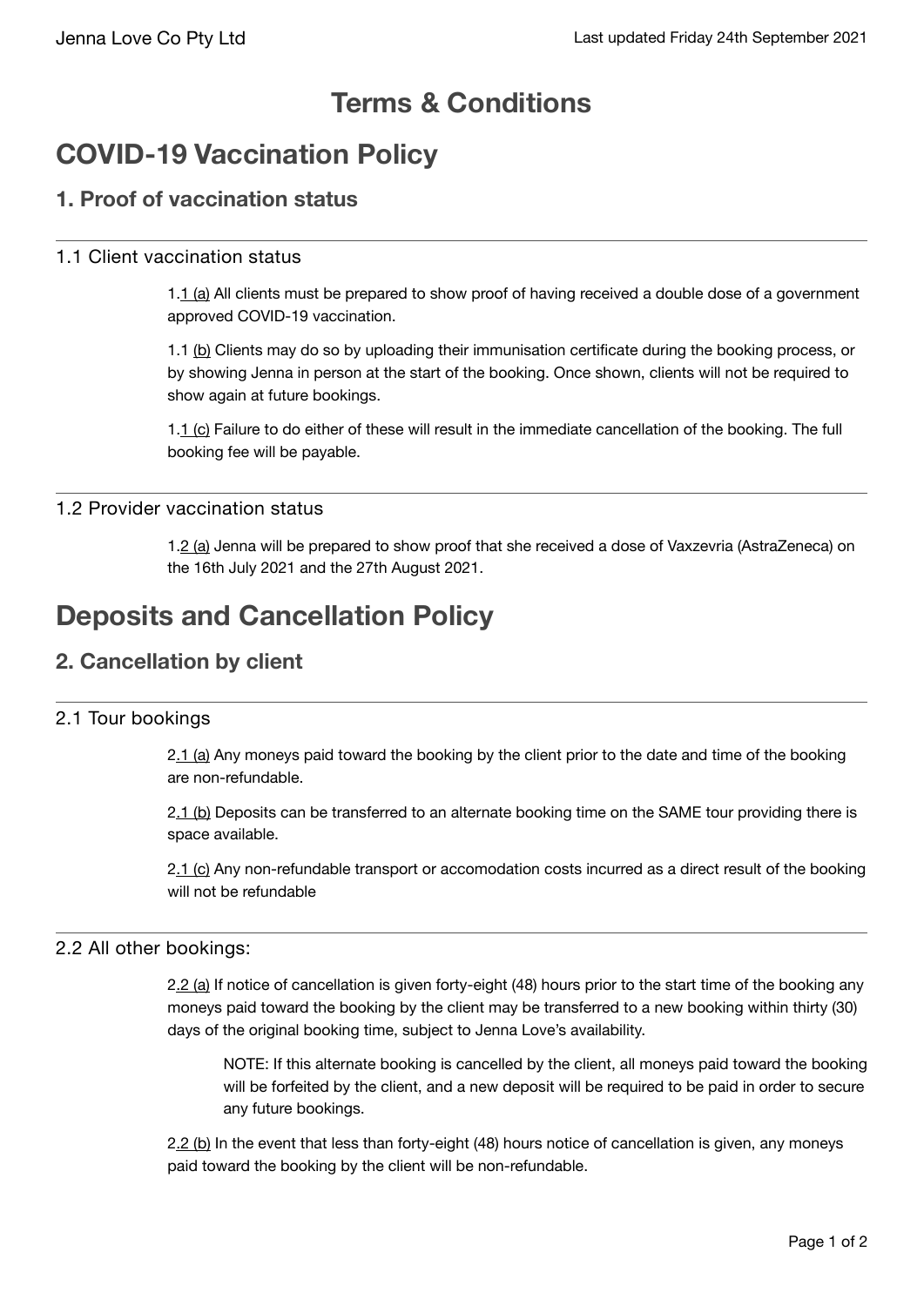# Terms & Conditions

# COVID-19 Vaccination Policy

## 1. Proof of vaccination status

### 1.1 Client vaccination status

1.1 (a) All clients must be prepared to show proof of having received a double dose of a government approved COVID-19 vaccination.

1.1 (b) Clients may do so by uploading their immunisation certificate during the booking process, or by showing Jenna in person at the start of the booking. Once shown, clients will not be required to show again at future bookings.

1.1 (c) Failure to do either of these will result in the immediate cancellation of the booking. The full booking fee will be payable.

### 1.2 Provider vaccination status

1.2 (a) Jenna will be prepared to show proof that she received a dose of Vaxzevria (AstraZeneca) on the 16th July 2021 and the 27th August 2021.

# Deposits and Cancellation Policy

## 2. Cancellation by client

### 2.1 Tour bookings

2.1 (a) Any moneys paid toward the booking by the client prior to the date and time of the booking are non-refundable.

2.1 (b) Deposits can be transferred to an alternate booking time on the SAME tour providing there is space available.

2.1 (c) Any non-refundable transport or accomodation costs incurred as a direct result of the booking will not be refundable

### 2.2 All other bookings:

2.2 (a) If notice of cancellation is given forty-eight (48) hours prior to the start time of the booking any moneys paid toward the booking by the client may be transferred to a new booking within thirty (30) days of the original booking time, subject to Jenna Love's availability.

> NOTE: If this alternate booking is cancelled by the client, all moneys paid toward the booking will be forfeited by the client, and a new deposit will be required to be paid in order to secure any future bookings.

2.2 (b) In the event that less than forty-eight (48) hours notice of cancellation is given, any moneys paid toward the booking by the client will be non-refundable.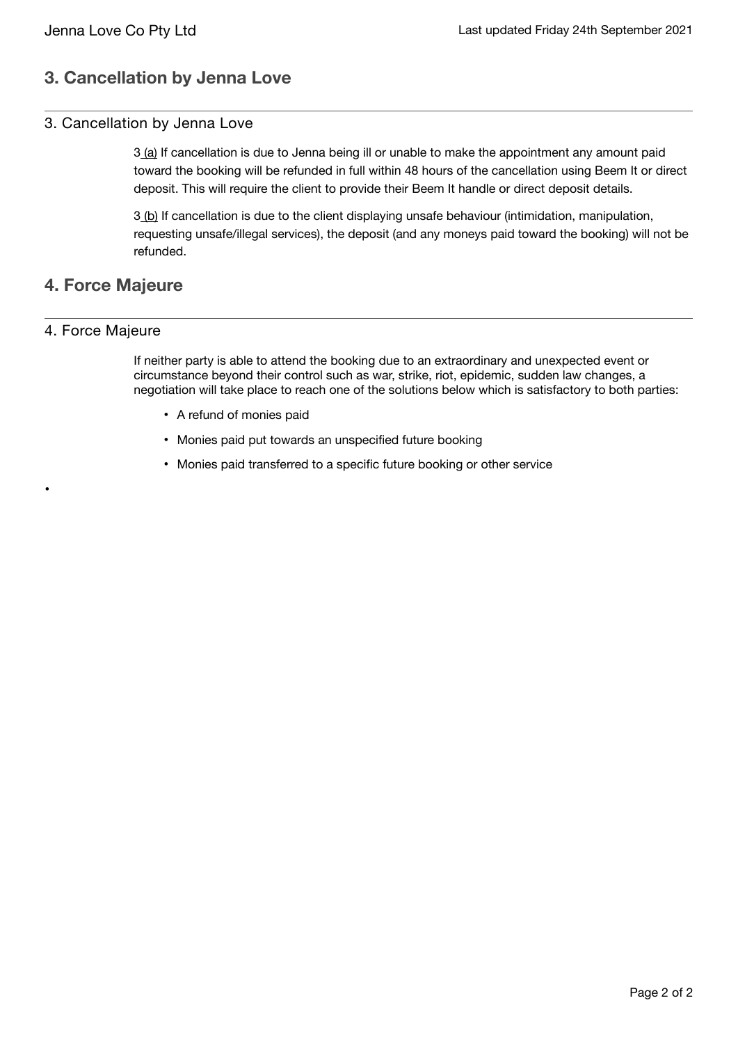## 3. Cancellation by Jenna Love

### 3. Cancellation by Jenna Love

3 (a) If cancellation is due to Jenna being ill or unable to make the appointment any amount paid toward the booking will be refunded in full within 48 hours of the cancellation using Beem It or direct deposit. This will require the client to provide their Beem It handle or direct deposit details.

3 (b) If cancellation is due to the client displaying unsafe behaviour (intimidation, manipulation, requesting unsafe/illegal services), the deposit (and any moneys paid toward the booking) will not be refunded.

## 4. Force Majeure

### 4. Force Majeure

If neither party is able to attend the booking due to an extraordinary and unexpected event or circumstance beyond their control such as war, strike, riot, epidemic, sudden law changes, a negotiation will take place to reach one of the solutions below which is satisfactory to both parties:

- A refund of monies paid
- Monies paid put towards an unspecified future booking
- Monies paid transferred to a specific future booking or other service